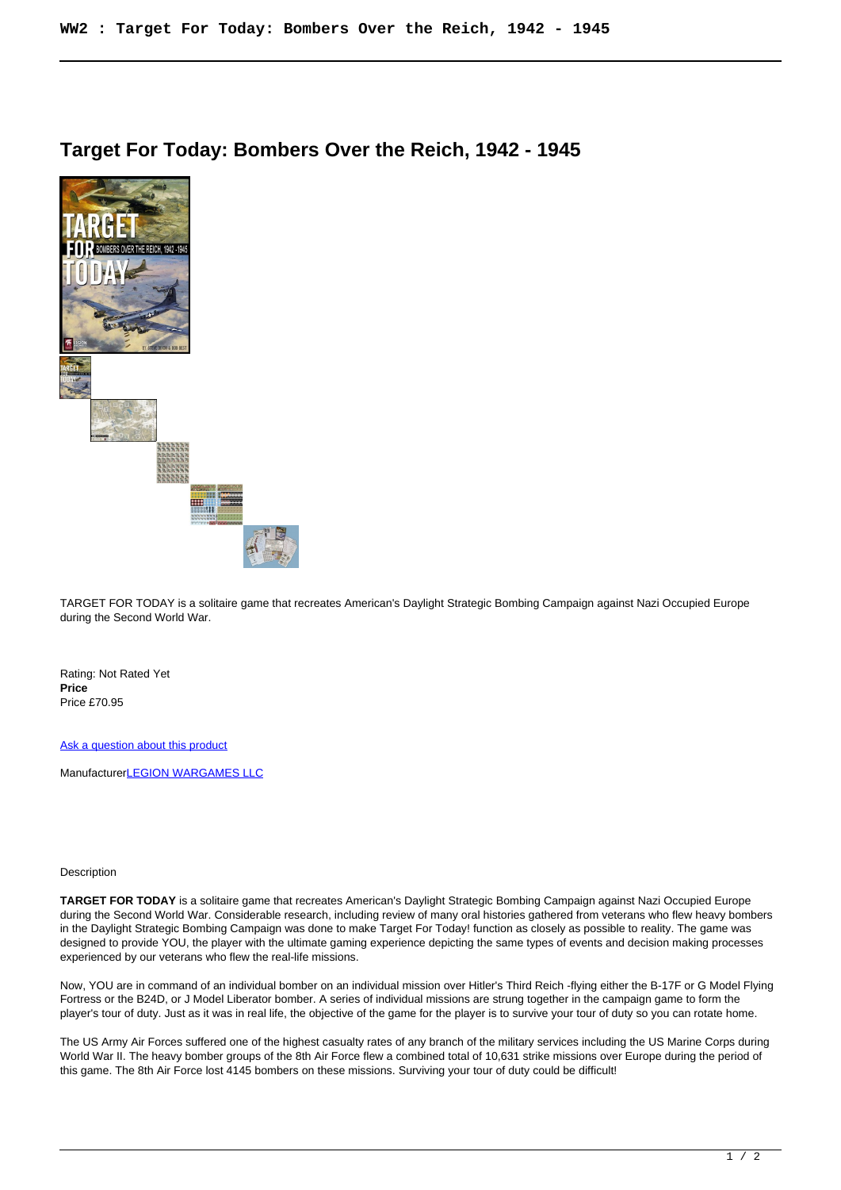# Target For Today: Bombers Over the Reich, 1942 - 1945

TARGET FOR TODAY is a solitaire game that recreates American's Daylight Strategic Bombing Campaign against Nazi Occupied Europe during the Second World War.

Rating: Not Rated Yet
**Price**
Price £70.95

[Ask a question about this product]

Manufacturer[LEGION WARGAMES LLC]

Description

**TARGET FOR TODAY** is a solitaire game that recreates American's Daylight Strategic Bombing Campaign against Nazi Occupied Europe during the Second World War. Considerable research, including review of many oral histories gathered from veterans who flew heavy bombers in the Daylight Strategic Bombing Campaign was done to make Target For Today! function as closely as possible to reality. The game was designed to provide YOU, the player with the ultimate gaming experience depicting the same types of events and decision making processes experienced by our veterans who flew the real-life missions.

Now, YOU are in command of an individual bomber on an individual mission over Hitler's Third Reich -flying either the B-17F or G Model Flying Fortress or the B24D, or J Model Liberator bomber. A series of individual missions are strung together in the campaign game to form the player's tour of duty. Just as it was in real life, the objective of the game for the player is to survive your tour of duty so you can rotate home.

The US Army Air Forces suffered one of the highest casualty rates of any branch of the military services including the US Marine Corps during World War II. The heavy bomber groups of the 8th Air Force flew a combined total of 10,631 strike missions over Europe during the period of this game. The 8th Air Force lost 4145 bombers on these missions. Surviving your tour of duty could be difficult!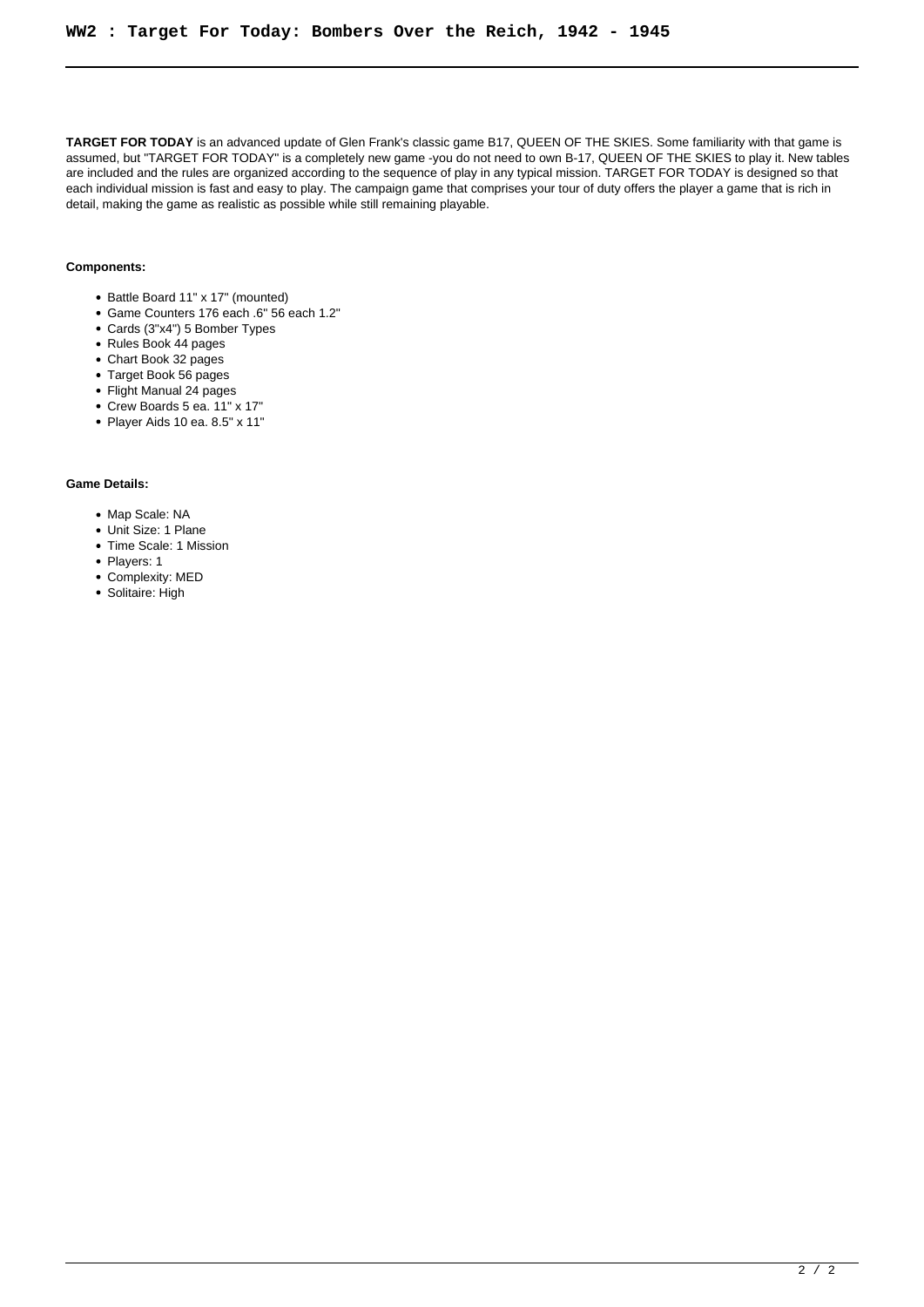# WW2 : Target For Today: Bombers Over the Reich, 1942 - 1945

**TARGET FOR TODAY** is an advanced update of Glen Frank's classic game B17, QUEEN OF THE SKIES. Some familiarity with that game is assumed, but "TARGET FOR TODAY" is a completely new game -you do not need to own B-17, QUEEN OF THE SKIES to play it. New tables are included and the rules are organized according to the sequence of play in any typical mission. TARGET FOR TODAY is designed so that each individual mission is fast and easy to play. The campaign game that comprises your tour of duty offers the player a game that is rich in detail, making the game as realistic as possible while still remaining playable.

**Components:**

- Battle Board 11" x 17" (mounted)
- Game Counters 176 each .6" 56 each 1.2"
- Cards (3"x4") 5 Bomber Types
- Rules Book 44 pages
- Chart Book 32 pages
- Target Book 56 pages
- Flight Manual 24 pages
- Crew Boards 5 ea. 11" x 17"
- Player Aids 10 ea. 8.5" x 11"

**Game Details:**

- Map Scale: NA
- Unit Size: 1 Plane
- Time Scale: 1 Mission
- Players: 1
- Complexity: MED
- Solitaire: High